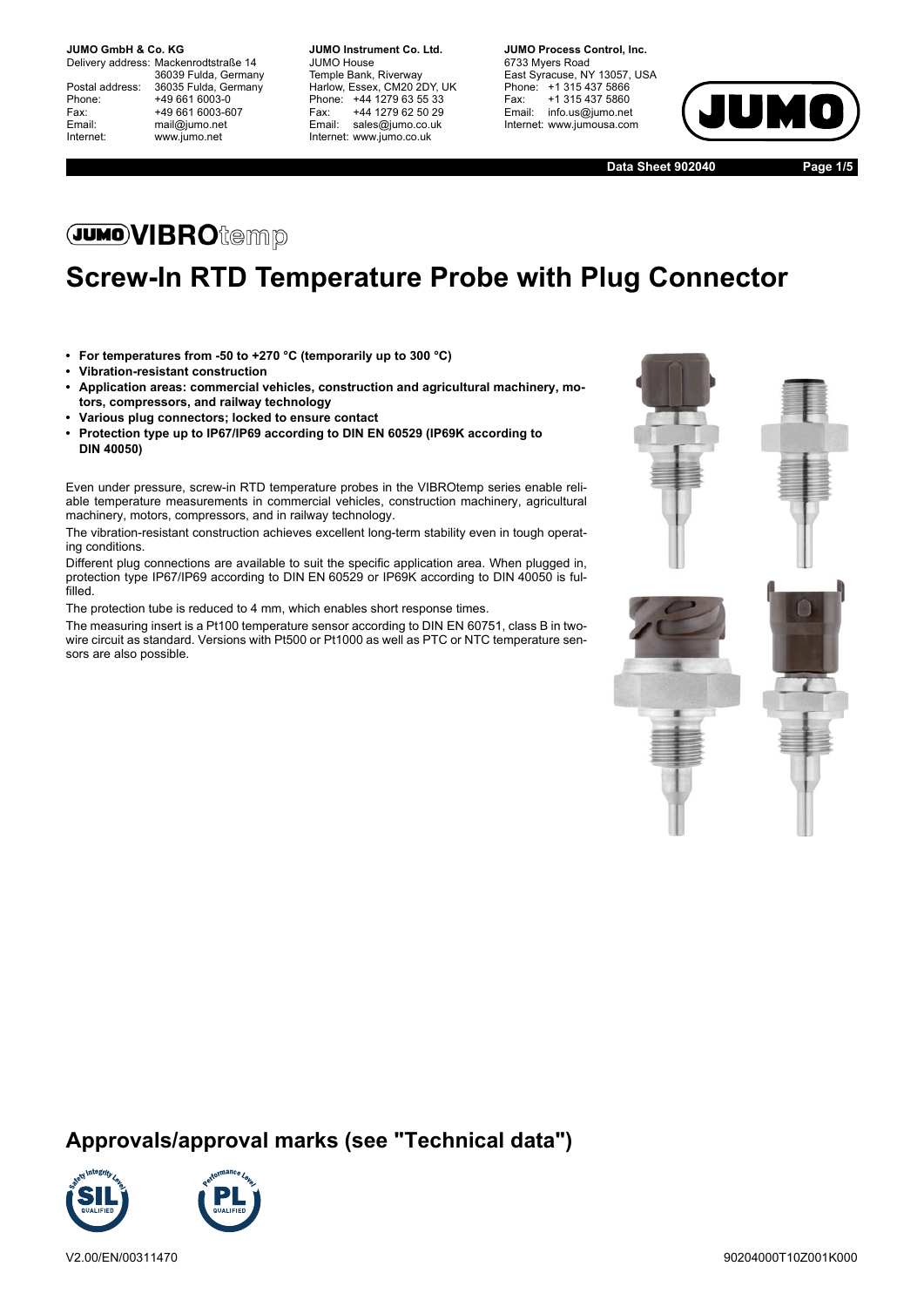**JUMO GmbH & Co. KG**
Delivery address: Mackenrodtstraße 14
36039 Fulda, Germany
Postal address: 36035 Fulda, Germany
Phone: +49 661 6003-0
Fax: +49 661 6003-607
Email: mail@jumo.net
Internet: www.jumo.net

**JUMO Instrument Co. Ltd.**
JUMO House
Temple Bank, Riverway
Harlow, Essex, CM20 2DY, UK
Phone: +44 1279 63 55 33
Fax: +44 1279 62 50 29
Email: sales@jumo.co.uk
Internet: www.jumo.co.uk

**JUMO Process Control, Inc.**
6733 Myers Road
East Syracuse, NY 13057, USA
Phone: +1 315 437 5866
Fax: +1 315 437 5860
Email: info.us@jumo.net
Internet: www.jumousa.com

**Data Sheet 902040**

## JUMO VIBROtemp

# Screw-In RTD Temperature Probe with Plug Connector

- **For temperatures from -50 to +270 °C (temporarily up to 300 °C)**
- **Vibration-resistant construction**
- **Application areas: commercial vehicles, construction and agricultural machinery, motors, compressors, and railway technology**
- **Various plug connectors; locked to ensure contact**
- **Protection type up to IP67/IP69 according to DIN EN 60529 (IP69K according to DIN 40050)**

Even under pressure, screw-in RTD temperature probes in the VIBROtemp series enable reliable temperature measurements in commercial vehicles, construction machinery, agricultural machinery, motors, compressors, and in railway technology.

The vibration-resistant construction achieves excellent long-term stability even in tough operating conditions.

Different plug connections are available to suit the specific application area. When plugged in, protection type IP67/IP69 according to DIN EN 60529 or IP69K according to DIN 40050 is fulfilled.

The protection tube is reduced to 4 mm, which enables short response times.

The measuring insert is a Pt100 temperature sensor according to DIN EN 60751, class B in two-wire circuit as standard. Versions with Pt500 or Pt1000 as well as PTC or NTC temperature sensors are also possible.

## Approvals/approval marks (see "Technical data")

V2.00/EN/00311470

90204000T10Z001K000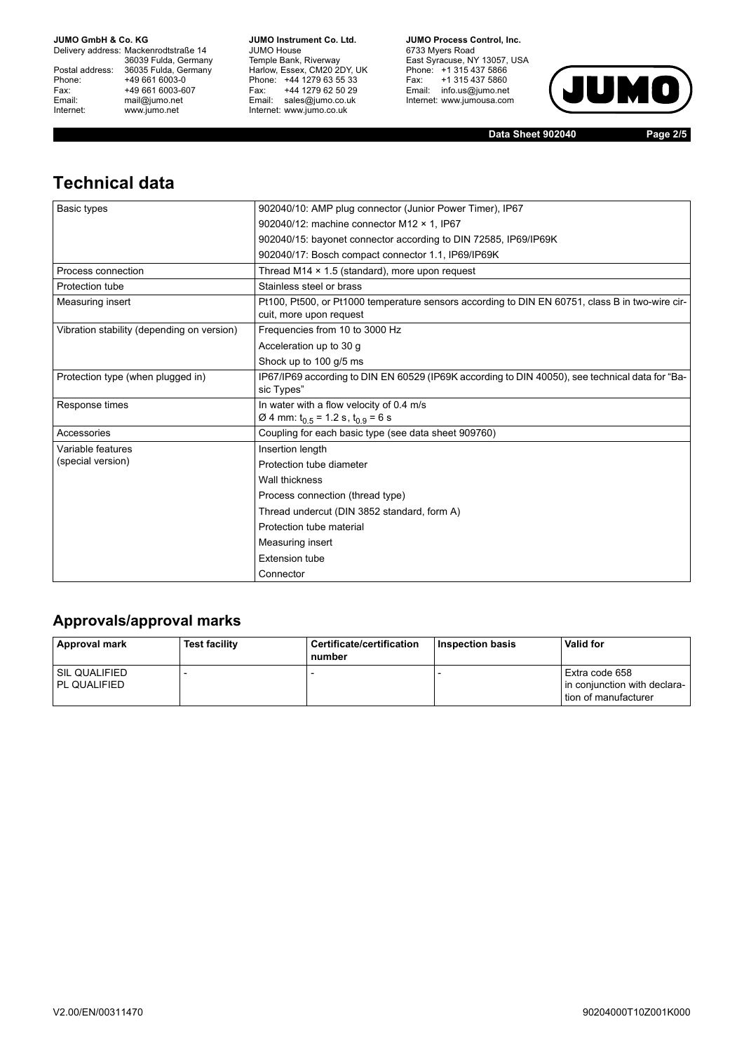# Technical data

| | |
|---|---|
| Basic types | 902040/10: AMP plug connector (Junior Power Timer), IP67 |
| | 902040/12: machine connector M12 × 1, IP67 |
| | 902040/15: bayonet connector according to DIN 72585, IP69/IP69K |
| | 902040/17: Bosch compact connector 1.1, IP69/IP69K |
| Process connection | Thread M14 × 1.5 (standard), more upon request |
| Protection tube | Stainless steel or brass |
| Measuring insert | Pt100, Pt500, or Pt1000 temperature sensors according to DIN EN 60751, class B in two-wire circuit, more upon request |
| Vibration stability (depending on version) | Frequencies from 10 to 3000 Hz |
| | Acceleration up to 30 g |
| | Shock up to 100 g/5 ms |
| Protection type (when plugged in) | IP67/IP69 according to DIN EN 60529 (IP69K according to DIN 40050), see technical data for "Basic Types" |
| Response times | In water with a flow velocity of 0.4 m/s<br>Ø 4 mm: $t_{0.5}$ = 1.2 s, $t_{0.9}$ = 6 s |
| Accessories | Coupling for each basic type (see data sheet 909760) |
| Variable features (special version) | Insertion length |
| | Protection tube diameter |
| | Wall thickness |
| | Process connection (thread type) |
| | Thread undercut (DIN 3852 standard, form A) |
| | Protection tube material |
| | Measuring insert |
| | Extension tube |
| | Connector |

## Approvals/approval marks

| Approval mark | Test facility | Certificate/certification number | Inspection basis | Valid for |
|---|---|---|---|---|
| SIL QUALIFIED<br>PL QUALIFIED | - | - | - | Extra code 658 in conjunction with declaration of manufacturer |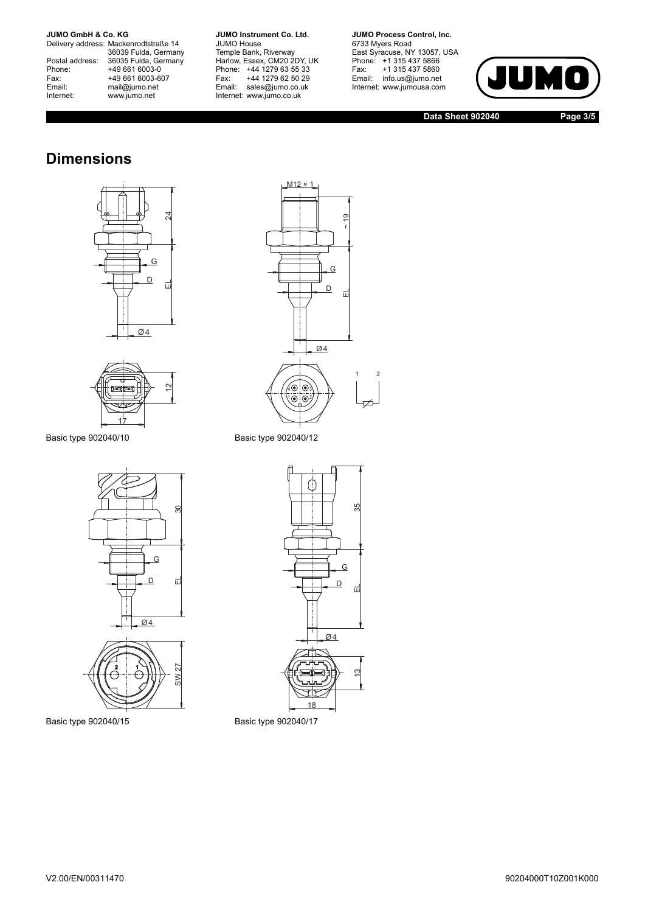# Dimensions

Basic type 902040/10

Basic type 902040/12

Basic type 902040/15

Basic type 902040/17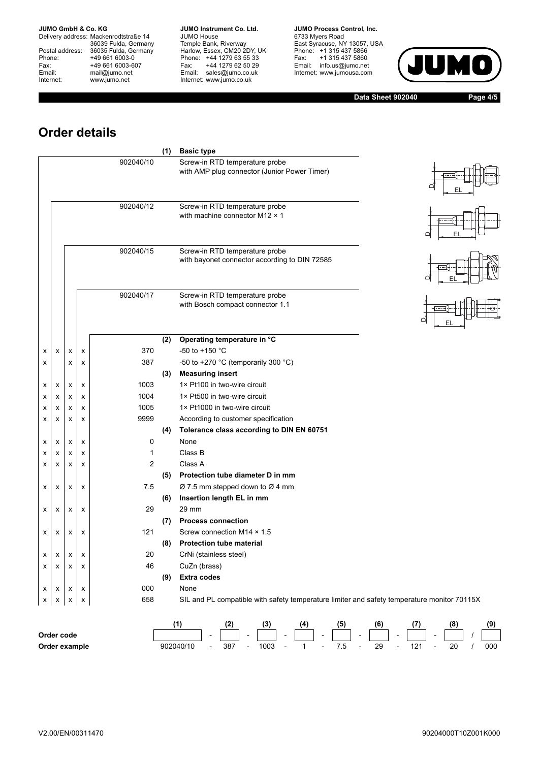## Order details

| /10 | /12 | /15 | /17 | Code | | Description |
|---|---|---|---|---|---|---|
| | | | | | **(1)** | **Basic type** |
| | | | | 902040/10 | | Screw-in RTD temperature probe with AMP plug connector (Junior Power Timer) |
| | | | | 902040/12 | | Screw-in RTD temperature probe with machine connector M12 × 1 |
| | | | | 902040/15 | | Screw-in RTD temperature probe with bayonet connector according to DIN 72585 |
| | | | | 902040/17 | | Screw-in RTD temperature probe with Bosch compact connector 1.1 |
| | | | | | **(2)** | **Operating temperature in °C** |
| x | x | x | x | 370 | | -50 to +150 °C |
| x | | x | x | 387 | | -50 to +270 °C (temporarily 300 °C) |
| | | | | | **(3)** | **Measuring insert** |
| x | x | x | x | 1003 | | 1× Pt100 in two-wire circuit |
| x | x | x | x | 1004 | | 1× Pt500 in two-wire circuit |
| x | x | x | x | 1005 | | 1× Pt1000 in two-wire circuit |
| x | x | x | x | 9999 | | According to customer specification |
| | | | | | **(4)** | **Tolerance class according to DIN EN 60751** |
| x | x | x | x | 0 | | None |
| x | x | x | x | 1 | | Class B |
| x | x | x | x | 2 | | Class A |
| | | | | | **(5)** | **Protection tube diameter D in mm** |
| x | x | x | x | 7.5 | | Ø 7.5 mm stepped down to Ø 4 mm |
| | | | | | **(6)** | **Insertion length EL in mm** |
| x | x | x | x | 29 | | 29 mm |
| | | | | | **(7)** | **Process connection** |
| x | x | x | x | 121 | | Screw connection M14 × 1.5 |
| | | | | | **(8)** | **Protection tube material** |
| x | x | x | x | 20 | | CrNi (stainless steel) |
| x | x | x | x | 46 | | CuZn (brass) |
| | | | | | **(9)** | **Extra codes** |
| x | x | x | x | 000 | | None |
| x | x | x | x | 658 | | SIL and PL compatible with safety temperature limiter and safety temperature monitor 70115X |

| | (1) | | (2) | | (3) | | (4) | | (5) | | (6) | | (7) | | (8) | | (9) |
|---|---|---|---|---|---|---|---|---|---|---|---|---|---|---|---|---|---|
| **Order code** | | - | | - | | - | | - | | - | | - | | - | | / | |
| **Order example** | 902040/10 | - | 387 | - | 1003 | - | 1 | - | 7.5 | - | 29 | - | 121 | - | 20 | / | 000 |

V2.00/EN/00311470

90204000T10Z001K000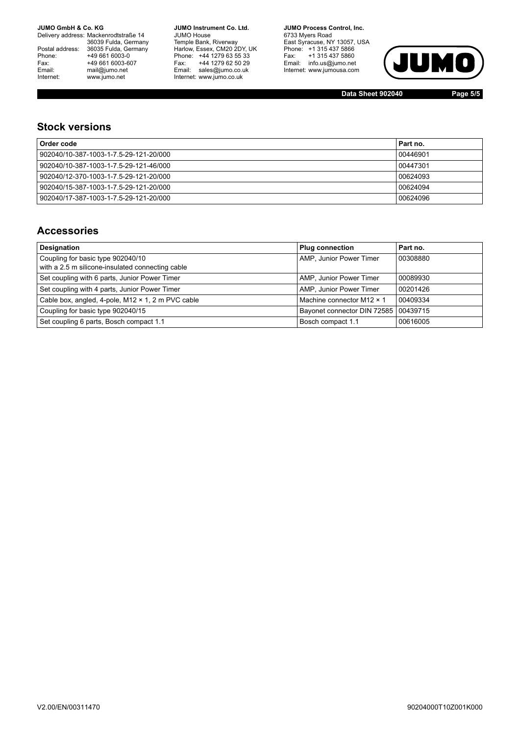## Stock versions

| Order code | Part no. |
|---|---|
| 902040/10-387-1003-1-7.5-29-121-20/000 | 00446901 |
| 902040/10-387-1003-1-7.5-29-121-46/000 | 00447301 |
| 902040/12-370-1003-1-7.5-29-121-20/000 | 00624093 |
| 902040/15-387-1003-1-7.5-29-121-20/000 | 00624094 |
| 902040/17-387-1003-1-7.5-29-121-20/000 | 00624096 |

## Accessories

| Designation | Plug connection | Part no. |
|---|---|---|
| Coupling for basic type 902040/10 with a 2.5 m silicone-insulated connecting cable | AMP, Junior Power Timer | 00308880 |
| Set coupling with 6 parts, Junior Power Timer | AMP, Junior Power Timer | 00089930 |
| Set coupling with 4 parts, Junior Power Timer | AMP, Junior Power Timer | 00201426 |
| Cable box, angled, 4-pole, M12 × 1, 2 m PVC cable | Machine connector M12 × 1 | 00409334 |
| Coupling for basic type 902040/15 | Bayonet connector DIN 72585 | 00439715 |
| Set coupling 6 parts, Bosch compact 1.1 | Bosch compact 1.1 | 00616005 |

V2.00/EN/00311470

90204000T10Z001K000